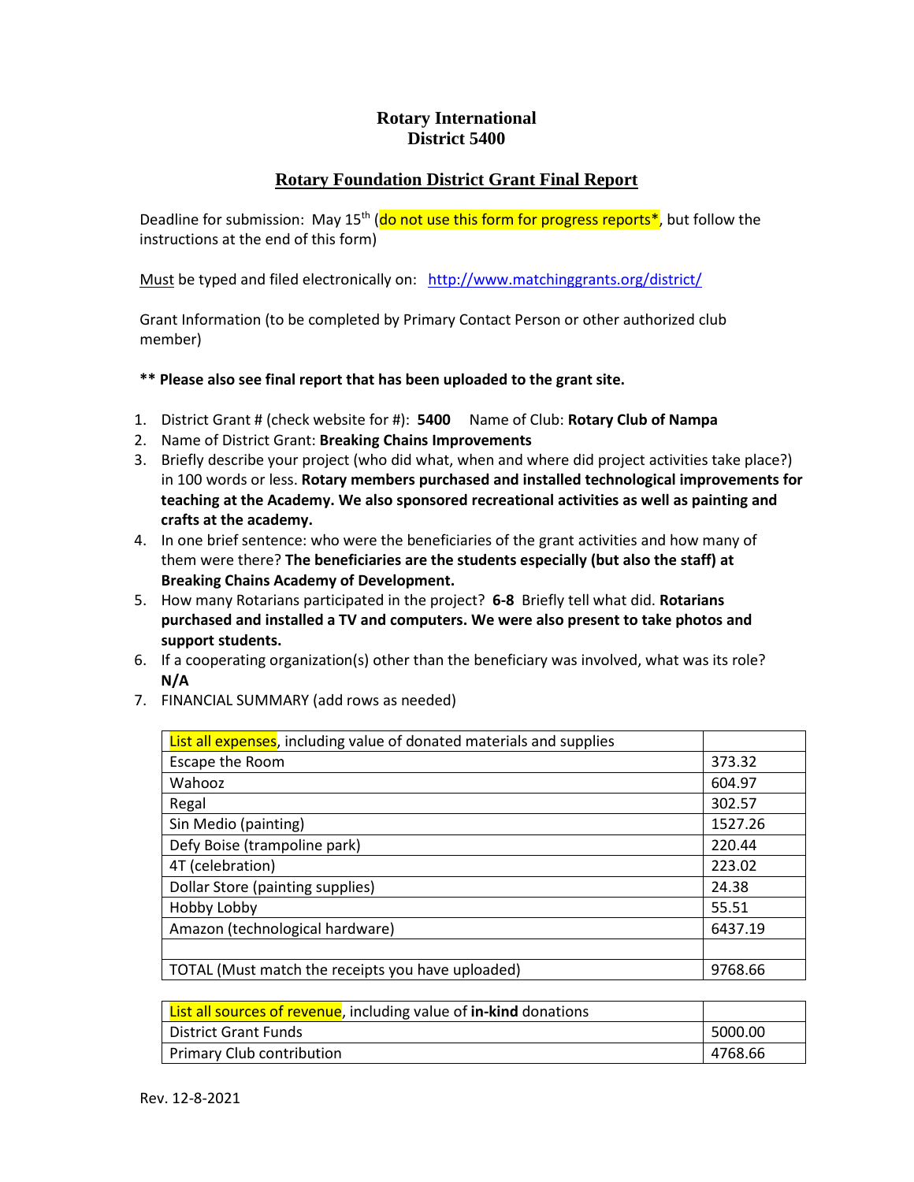# Rotary International
# District 5400

## Rotary Foundation District Grant Final Report

Deadline for submission: May 15th (do not use this form for progress reports*, but follow the instructions at the end of this form)

Must be typed and filed electronically on: http://www.matchinggrants.org/district/

Grant Information (to be completed by Primary Contact Person or other authorized club member)

**** Please also see final report that has been uploaded to the grant site.**

1. District Grant # (check website for #): **5400** Name of Club: **Rotary Club of Nampa**
2. Name of District Grant: **Breaking Chains Improvements**
3. Briefly describe your project (who did what, when and where did project activities take place?) in 100 words or less. **Rotary members purchased and installed technological improvements for teaching at the Academy. We also sponsored recreational activities as well as painting and crafts at the academy.**
4. In one brief sentence: who were the beneficiaries of the grant activities and how many of them were there? **The beneficiaries are the students especially (but also the staff) at Breaking Chains Academy of Development.**
5. How many Rotarians participated in the project? **6-8** Briefly tell what did. **Rotarians purchased and installed a TV and computers. We were also present to take photos and support students.**
6. If a cooperating organization(s) other than the beneficiary was involved, what was its role? **N/A**
7. FINANCIAL SUMMARY (add rows as needed)

| List all expenses, including value of donated materials and supplies | |
|---|---|
| Escape the Room | 373.32 |
| Wahooz | 604.97 |
| Regal | 302.57 |
| Sin Medio (painting) | 1527.26 |
| Defy Boise (trampoline park) | 220.44 |
| 4T (celebration) | 223.02 |
| Dollar Store (painting supplies) | 24.38 |
| Hobby Lobby | 55.51 |
| Amazon (technological hardware) | 6437.19 |
| | |
| TOTAL (Must match the receipts you have uploaded) | 9768.66 |

| List all sources of revenue, including value of **in-kind** donations | |
|---|---|
| District Grant Funds | 5000.00 |
| Primary Club contribution | 4768.66 |

Rev. 12-8-2021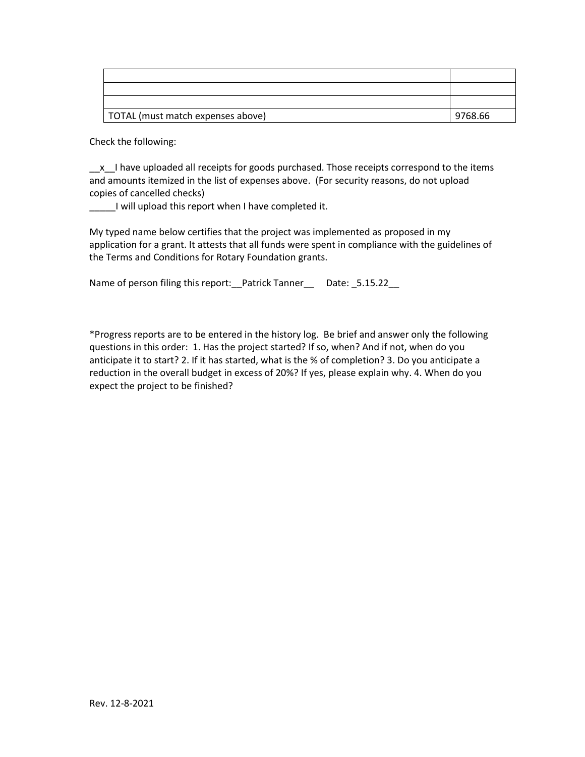| | |
|---|---|
| | |
| | |
| | |
| TOTAL (must match expenses above) | 9768.66 |

Check the following:

__x__I have uploaded all receipts for goods purchased. Those receipts correspond to the items and amounts itemized in the list of expenses above. (For security reasons, do not upload copies of cancelled checks)

_____I will upload this report when I have completed it.

My typed name below certifies that the project was implemented as proposed in my application for a grant. It attests that all funds were spent in compliance with the guidelines of the Terms and Conditions for Rotary Foundation grants.

Name of person filing this report:__Patrick Tanner__ Date: _5.15.22__

*Progress reports are to be entered in the history log. Be brief and answer only the following questions in this order: 1. Has the project started? If so, when? And if not, when do you anticipate it to start? 2. If it has started, what is the % of completion? 3. Do you anticipate a reduction in the overall budget in excess of 20%? If yes, please explain why. 4. When do you expect the project to be finished?

Rev. 12-8-2021